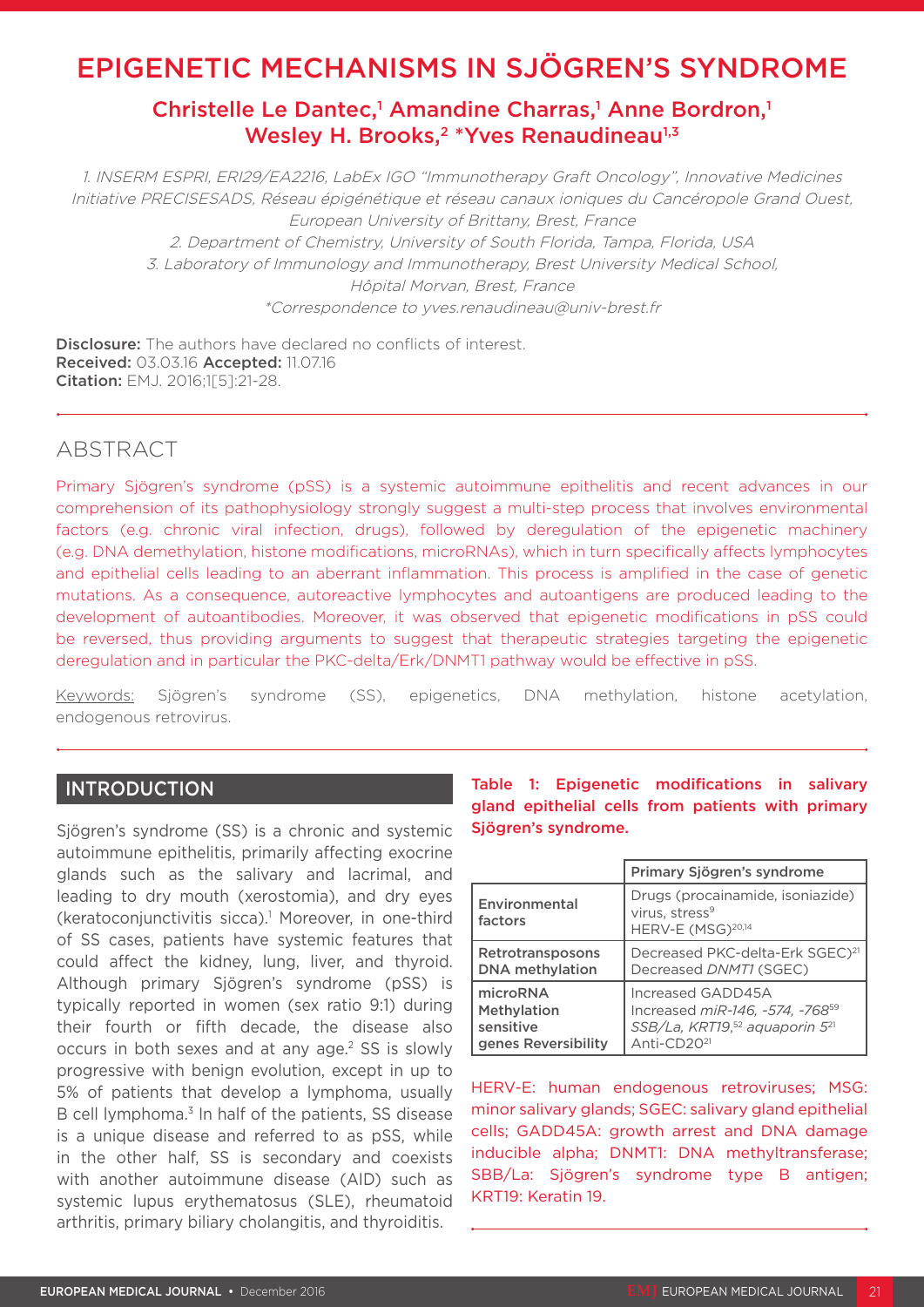# EPIGENETIC MECHANISMS IN SJÖGREN'S SYNDROME

## Christelle Le Dantec,[1] Amandine Charras,[1] Anne Bordron,[1] Wesley H. Brooks,[2] *Yves Renaudineau[1,3]

1. INSERM ESPRI, ERI29/EA2216, LabEx IGO "Immunotherapy Graft Oncology", Innovative Medicines Initiative PRECISESADS, Réseau épigénétique et réseau canaux ioniques du Cancéropole Grand Ouest, European University of Brittany, Brest, France
2. Department of Chemistry, University of South Florida, Tampa, Florida, USA
3. Laboratory of Immunology and Immunotherapy, Brest University Medical School, Hôpital Morvan, Brest, France

*Correspondence to yves.renaudineau@univ-brest.fr

**Disclosure:** The authors have declared no conflicts of interest.
**Received:** 03.03.16 **Accepted:** 11.07.16
**Citation:** EMJ. 2016;1[5]:21-28.

## ABSTRACT

Primary Sjögren's syndrome (pSS) is a systemic autoimmune epithelitis and recent advances in our comprehension of its pathophysiology strongly suggest a multi-step process that involves environmental factors (e.g. chronic viral infection, drugs), followed by deregulation of the epigenetic machinery (e.g. DNA demethylation, histone modifications, microRNAs), which in turn specifically affects lymphocytes and epithelial cells leading to an aberrant inflammation. This process is amplified in the case of genetic mutations. As a consequence, autoreactive lymphocytes and autoantigens are produced leading to the development of autoantibodies. Moreover, it was observed that epigenetic modifications in pSS could be reversed, thus providing arguments to suggest that therapeutic strategies targeting the epigenetic deregulation and in particular the PKC-delta/Erk/DNMT1 pathway would be effective in pSS.

Keywords: Sjögren's syndrome (SS), epigenetics, DNA methylation, histone acetylation, endogenous retrovirus.

## INTRODUCTION

Sjögren's syndrome (SS) is a chronic and systemic autoimmune epithelitis, primarily affecting exocrine glands such as the salivary and lacrimal, and leading to dry mouth (xerostomia), and dry eyes (keratoconjunctivitis sicca).[1] Moreover, in one-third of SS cases, patients have systemic features that could affect the kidney, lung, liver, and thyroid. Although primary Sjögren's syndrome (pSS) is typically reported in women (sex ratio 9:1) during their fourth or fifth decade, the disease also occurs in both sexes and at any age.[2] SS is slowly progressive with benign evolution, except in up to 5% of patients that develop a lymphoma, usually B cell lymphoma.[3] In half of the patients, SS disease is a unique disease and referred to as pSS, while in the other half, SS is secondary and coexists with another autoimmune disease (AID) such as systemic lupus erythematosus (SLE), rheumatoid arthritis, primary biliary cholangitis, and thyroiditis.

**Table 1: Epigenetic modifications in salivary gland epithelial cells from patients with primary Sjögren's syndrome.**

| | Primary Sjögren's syndrome |
|---|---|
| Environmental factors | Drugs (procainamide, isoniazide) virus, stress[9] HERV-E (MSG)[20,14] |
| Retrotransposons DNA methylation | Decreased PKC-delta-Erk SGEC)[21] Decreased *DNMT1* (SGEC) |
| microRNA Methylation sensitive genes Reversibility | Increased GADD45A Increased *miR-146, -574, -768*[59] *SSB/La, KRT19*,[52] *aquaporin 5*[21] Anti-CD20[21] |

HERV-E: human endogenous retroviruses; MSG: minor salivary glands; SGEC: salivary gland epithelial cells; GADD45A: growth arrest and DNA damage inducible alpha; DNMT1: DNA methyltransferase; SBB/La: Sjögren's syndrome type B antigen; KRT19: Keratin 19.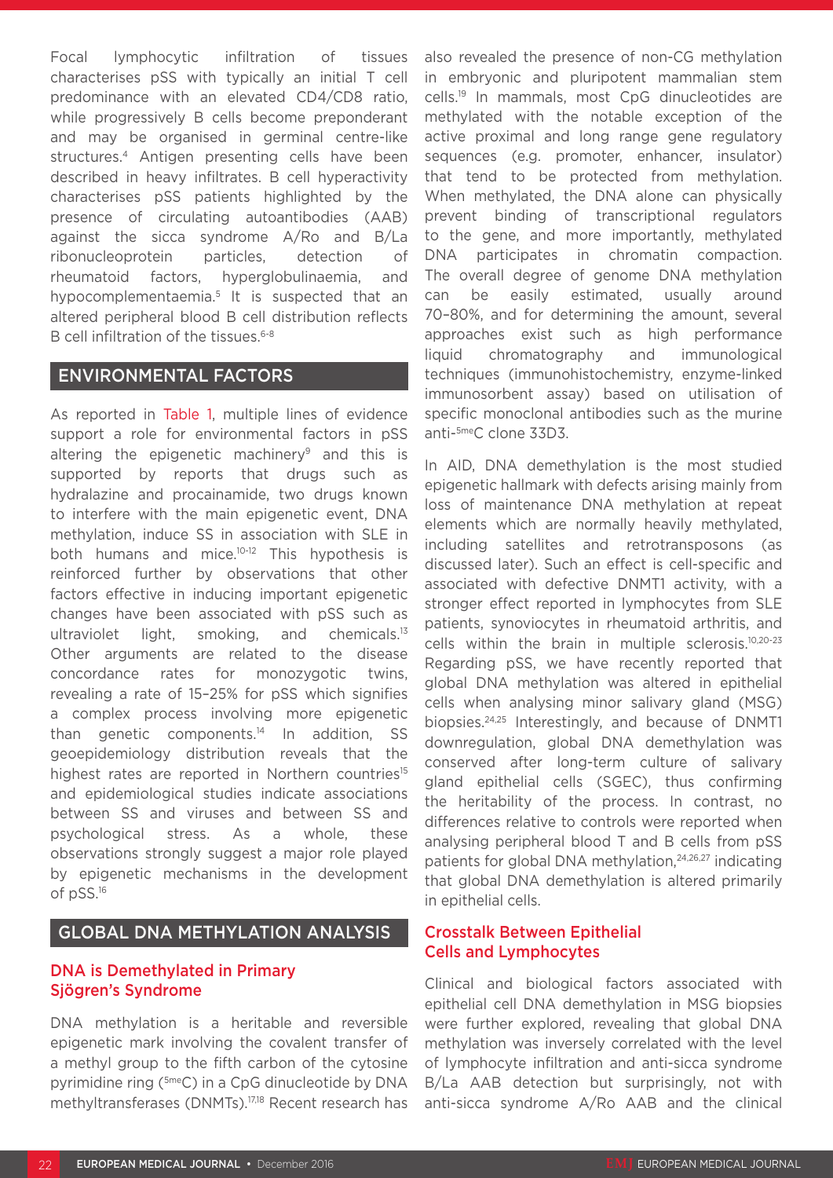Focal lymphocytic infiltration of tissues characterises pSS with typically an initial T cell predominance with an elevated CD4/CD8 ratio, while progressively B cells become preponderant and may be organised in germinal centre-like structures.[4] Antigen presenting cells have been described in heavy infiltrates. B cell hyperactivity characterises pSS patients highlighted by the presence of circulating autoantibodies (AAB) against the sicca syndrome A/Ro and B/La ribonucleoprotein particles, detection of rheumatoid factors, hyperglobulinaemia, and hypocomplementaemia.[5] It is suspected that an altered peripheral blood B cell distribution reflects B cell infiltration of the tissues.[6-8]

## ENVIRONMENTAL FACTORS

As reported in Table 1, multiple lines of evidence support a role for environmental factors in pSS altering the epigenetic machinery[9] and this is supported by reports that drugs such as hydralazine and procainamide, two drugs known to interfere with the main epigenetic event, DNA methylation, induce SS in association with SLE in both humans and mice.[10-12] This hypothesis is reinforced further by observations that other factors effective in inducing important epigenetic changes have been associated with pSS such as ultraviolet light, smoking, and chemicals.[13] Other arguments are related to the disease concordance rates for monozygotic twins, revealing a rate of 15–25% for pSS which signifies a complex process involving more epigenetic than genetic components.[14] In addition, SS geoepidemiology distribution reveals that the highest rates are reported in Northern countries[15] and epidemiological studies indicate associations between SS and viruses and between SS and psychological stress. As a whole, these observations strongly suggest a major role played by epigenetic mechanisms in the development of pSS.[16]

## GLOBAL DNA METHYLATION ANALYSIS

### DNA is Demethylated in Primary Sjögren's Syndrome

DNA methylation is a heritable and reversible epigenetic mark involving the covalent transfer of a methyl group to the fifth carbon of the cytosine pyrimidine ring ($^{5me}$C) in a CpG dinucleotide by DNA methyltransferases (DNMTs).[17,18] Recent research has also revealed the presence of non-CG methylation in embryonic and pluripotent mammalian stem cells.[19] In mammals, most CpG dinucleotides are methylated with the notable exception of the active proximal and long range gene regulatory sequences (e.g. promoter, enhancer, insulator) that tend to be protected from methylation. When methylated, the DNA alone can physically prevent binding of transcriptional regulators to the gene, and more importantly, methylated DNA participates in chromatin compaction. The overall degree of genome DNA methylation can be easily estimated, usually around 70–80%, and for determining the amount, several approaches exist such as high performance liquid chromatography and immunological techniques (immunohistochemistry, enzyme-linked immunosorbent assay) based on utilisation of specific monoclonal antibodies such as the murine anti-$^{5me}$C clone 33D3.

In AID, DNA demethylation is the most studied epigenetic hallmark with defects arising mainly from loss of maintenance DNA methylation at repeat elements which are normally heavily methylated, including satellites and retrotransposons (as discussed later). Such an effect is cell-specific and associated with defective DNMT1 activity, with a stronger effect reported in lymphocytes from SLE patients, synoviocytes in rheumatoid arthritis, and cells within the brain in multiple sclerosis.[10,20-23] Regarding pSS, we have recently reported that global DNA methylation was altered in epithelial cells when analysing minor salivary gland (MSG) biopsies.[24,25] Interestingly, and because of DNMT1 downregulation, global DNA demethylation was conserved after long-term culture of salivary gland epithelial cells (SGEC), thus confirming the heritability of the process. In contrast, no differences relative to controls were reported when analysing peripheral blood T and B cells from pSS patients for global DNA methylation,[24,26,27] indicating that global DNA demethylation is altered primarily in epithelial cells.

### Crosstalk Between Epithelial Cells and Lymphocytes

Clinical and biological factors associated with epithelial cell DNA demethylation in MSG biopsies were further explored, revealing that global DNA methylation was inversely correlated with the level of lymphocyte infiltration and anti-sicca syndrome B/La AAB detection but surprisingly, not with anti-sicca syndrome A/Ro AAB and the clinical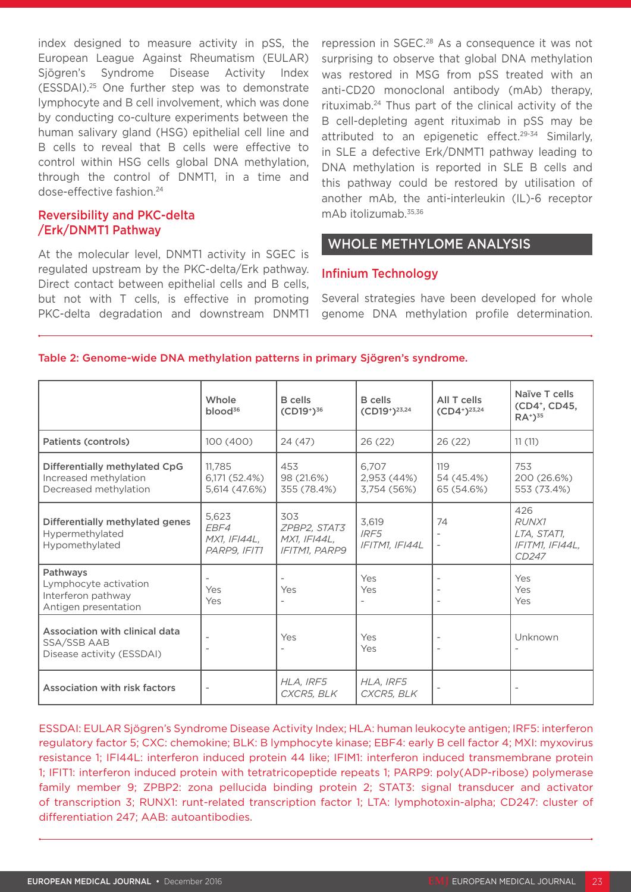index designed to measure activity in pSS, the European League Against Rheumatism (EULAR) Sjögren's Syndrome Disease Activity Index (ESSDAI).[25] One further step was to demonstrate lymphocyte and B cell involvement, which was done by conducting co-culture experiments between the human salivary gland (HSG) epithelial cell line and B cells to reveal that B cells were effective to control within HSG cells global DNA methylation, through the control of DNMT1, in a time and dose-effective fashion.[24]

### Reversibility and PKC-delta /Erk/DNMT1 Pathway

At the molecular level, DNMT1 activity in SGEC is regulated upstream by the PKC-delta/Erk pathway. Direct contact between epithelial cells and B cells, but not with T cells, is effective in promoting PKC-delta degradation and downstream DNMT1 repression in SGEC.[28] As a consequence it was not surprising to observe that global DNA methylation was restored in MSG from pSS treated with an anti-CD20 monoclonal antibody (mAb) therapy, rituximab.[24] Thus part of the clinical activity of the B cell-depleting agent rituximab in pSS may be attributed to an epigenetic effect.[29-34] Similarly, in SLE a defective Erk/DNMT1 pathway leading to DNA methylation is reported in SLE B cells and this pathway could be restored by utilisation of another mAb, the anti-interleukin (IL)-6 receptor mAb itolizumab.[35,36]

## WHOLE METHYLOME ANALYSIS

### Infinium Technology

Several strategies have been developed for whole genome DNA methylation profile determination.

**Table 2: Genome-wide DNA methylation patterns in primary Sjögren's syndrome.**

| | Whole blood[36] | B cells (CD19⁺)[36] | B cells (CD19⁺)[23,24] | All T cells (CD4⁺)[23,24] | Naïve T cells (CD4⁺, CD45, RA⁺)[35] |
|---|---|---|---|---|---|
| **Patients (controls)** | 100 (400) | 24 (47) | 26 (22) | 26 (22) | 11 (11) |
| **Differentially methylated CpG**<br>Increased methylation<br>Decreased methylation | 11,785<br>6,171 (52.4%)<br>5,614 (47.6%) | 453<br>98 (21.6%)<br>355 (78.4%) | 6,707<br>2,953 (44%)<br>3,754 (56%) | 119<br>54 (45.4%)<br>65 (54.6%) | 753<br>200 (26.6%)<br>553 (73.4%) |
| **Differentially methylated genes**<br>Hypermethylated<br>Hypomethylated | 5,623<br>*EBF4*<br>*MX1, IFI44L, PARP9, IFIT1* | 303<br>*ZPBP2, STAT3*<br>*MX1, IFI44L, IFITM1, PARP9* | 3,619<br>*IRF5*<br>*IFITM1, IFI44L* | 74<br>-<br>- | 426<br>*RUNX1*<br>*LTA, STAT1, IFITM1, IFI44L, CD247* |
| **Pathways**<br>Lymphocyte activation<br>Interferon pathway<br>Antigen presentation | -<br>Yes<br>Yes | -<br>Yes<br>- | Yes<br>Yes<br>- | -<br>-<br>- | Yes<br>Yes<br>Yes |
| **Association with clinical data**<br>SSA/SSB AAB<br>Disease activity (ESSDAI) | -<br>- | Yes<br>- | Yes<br>Yes | -<br>- | Unknown<br>- |
| **Association with risk factors** | - | *HLA, IRF5 CXCR5, BLK* | *HLA, IRF5 CXCR5, BLK* | - | - |

ESSDAI: EULAR Sjögren's Syndrome Disease Activity Index; HLA: human leukocyte antigen; IRF5: interferon regulatory factor 5; CXC: chemokine; BLK: B lymphocyte kinase; EBF4: early B cell factor 4; MXI: myxovirus resistance 1; IFI44L: interferon induced protein 44 like; IFIM1: interferon induced transmembrane protein 1; IFIT1: interferon induced protein with tetratricopeptide repeats 1; PARP9: poly(ADP-ribose) polymerase family member 9; ZPBP2: zona pellucida binding protein 2; STAT3: signal transducer and activator of transcription 3; RUNX1: runt-related transcription factor 1; LTA: lymphotoxin-alpha; CD247: cluster of differentiation 247; AAB: autoantibodies.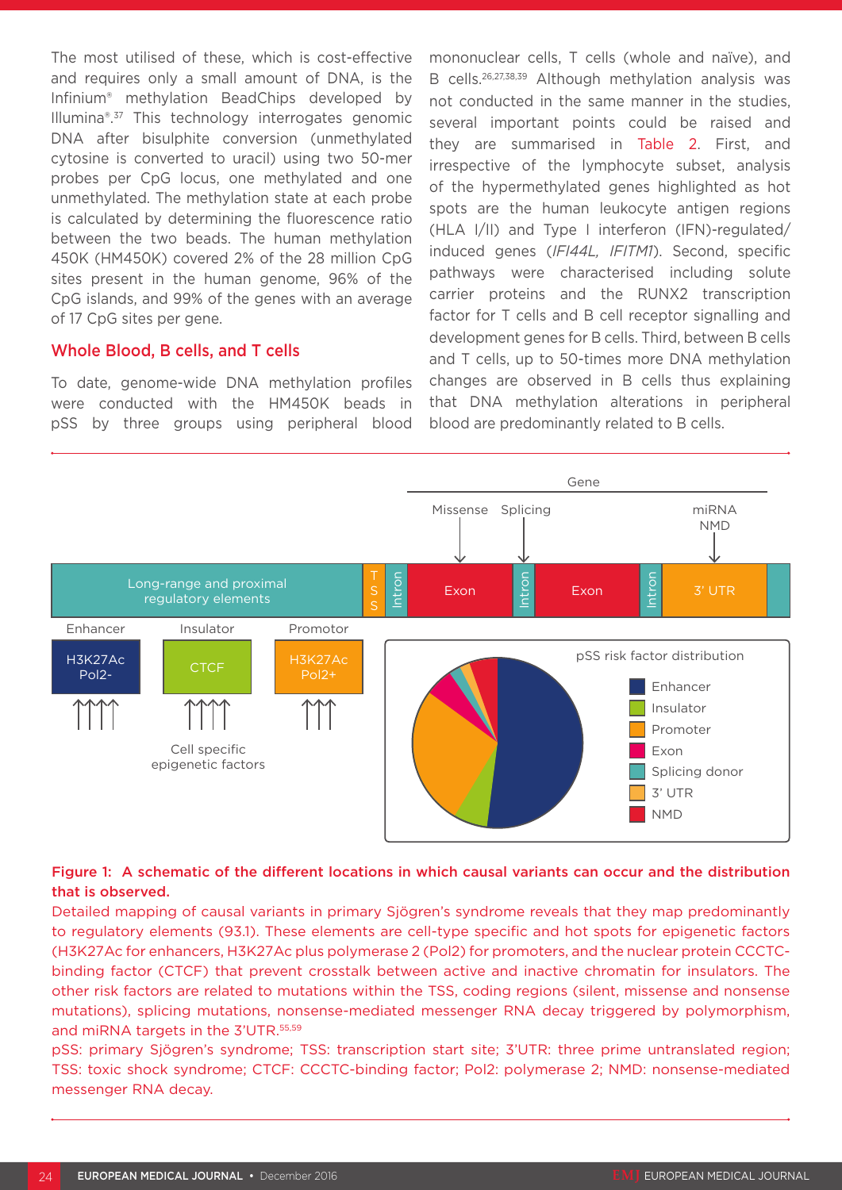The most utilised of these, which is cost-effective and requires only a small amount of DNA, is the Infinium® methylation BeadChips developed by Illumina®.[37] This technology interrogates genomic DNA after bisulphite conversion (unmethylated cytosine is converted to uracil) using two 50-mer probes per CpG locus, one methylated and one unmethylated. The methylation state at each probe is calculated by determining the fluorescence ratio between the two beads. The human methylation 450K (HM450K) covered 2% of the 28 million CpG sites present in the human genome, 96% of the CpG islands, and 99% of the genes with an average of 17 CpG sites per gene.

## Whole Blood, B cells, and T cells

To date, genome-wide DNA methylation profiles were conducted with the HM450K beads in pSS by three groups using peripheral blood mononuclear cells, T cells (whole and naïve), and B cells.[26,27,38,39] Although methylation analysis was not conducted in the same manner in the studies, several important points could be raised and they are summarised in Table 2. First, and irrespective of the lymphocyte subset, analysis of the hypermethylated genes highlighted as hot spots are the human leukocyte antigen regions (HLA I/II) and Type I interferon (IFN)-regulated/induced genes (*IFI44L, IFITM1*). Second, specific pathways were characterised including solute carrier proteins and the RUNX2 transcription factor for T cells and B cell receptor signalling and development genes for B cells. Third, between B cells and T cells, up to 50-times more DNA methylation changes are observed in B cells thus explaining that DNA methylation alterations in peripheral blood are predominantly related to B cells.

**Figure 1: A schematic of the different locations in which causal variants can occur and the distribution that is observed.**

Detailed mapping of causal variants in primary Sjögren's syndrome reveals that they map predominantly to regulatory elements (93.1). These elements are cell-type specific and hot spots for epigenetic factors (H3K27Ac for enhancers, H3K27Ac plus polymerase 2 (Pol2) for promoters, and the nuclear protein CCCTC-binding factor (CTCF) that prevent crosstalk between active and inactive chromatin for insulators. The other risk factors are related to mutations within the TSS, coding regions (silent, missense and nonsense mutations), splicing mutations, nonsense-mediated messenger RNA decay triggered by polymorphism, and miRNA targets in the 3'UTR.[55,59]

pSS: primary Sjögren's syndrome; TSS: transcription start site; 3'UTR: three prime untranslated region; TSS: toxic shock syndrome; CTCF: CCCTC-binding factor; Pol2: polymerase 2; NMD: nonsense-mediated messenger RNA decay.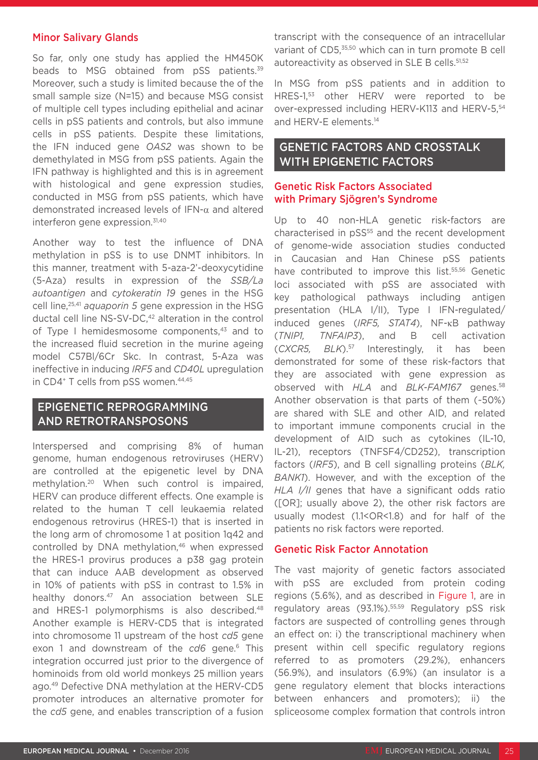### Minor Salivary Glands

So far, only one study has applied the HM450K beads to MSG obtained from pSS patients.[39] Moreover, such a study is limited because the of the small sample size (N=15) and because MSG consist of multiple cell types including epithelial and acinar cells in pSS patients and controls, but also immune cells in pSS patients. Despite these limitations, the IFN induced gene *OAS2* was shown to be demethylated in MSG from pSS patients. Again the IFN pathway is highlighted and this is in agreement with histological and gene expression studies, conducted in MSG from pSS patients, which have demonstrated increased levels of IFN-α and altered interferon gene expression.[31,40]

Another way to test the influence of DNA methylation in pSS is to use DNMT inhibitors. In this manner, treatment with 5-aza-2'-deoxycytidine (5-Aza) results in expression of the *SSB/La autoantigen* and *cytokeratin 19* genes in the HSG cell line,[25,41] *aquaporin 5* gene expression in the HSG ductal cell line NS-SV-DC,[42] alteration in the control of Type I hemidesmosome components,[43] and to the increased fluid secretion in the murine ageing model C57Bl/6Cr Skc. In contrast, 5-Aza was ineffective in inducing *IRF5* and *CD40L* upregulation in CD4⁺ T cells from pSS women.[44,45]

## EPIGENETIC REPROGRAMMING AND RETROTRANSPOSONS

Interspersed and comprising 8% of human genome, human endogenous retroviruses (HERV) are controlled at the epigenetic level by DNA methylation.[20] When such control is impaired, HERV can produce different effects. One example is related to the human T cell leukaemia related endogenous retrovirus (HRES-1) that is inserted in the long arm of chromosome 1 at position 1q42 and controlled by DNA methylation,[46] when expressed the HRES-1 provirus produces a p38 gag protein that can induce AAB development as observed in 10% of patients with pSS in contrast to 1.5% in healthy donors.[47] An association between SLE and HRES-1 polymorphisms is also described.[48] Another example is HERV-CD5 that is integrated into chromosome 11 upstream of the host *cd5* gene exon 1 and downstream of the *cd6* gene.[6] This integration occurred just prior to the divergence of hominoids from old world monkeys 25 million years ago.[49] Defective DNA methylation at the HERV-CD5 promoter introduces an alternative promoter for the *cd5* gene, and enables transcription of a fusion transcript with the consequence of an intracellular variant of CD5,[35,50] which can in turn promote B cell autoreactivity as observed in SLE B cells.[51,52]

In MSG from pSS patients and in addition to HRES-1,[53] other HERV were reported to be over-expressed including HERV-K113 and HERV-5,[54] and HERV-E elements.[14]

## GENETIC FACTORS AND CROSSTALK WITH EPIGENETIC FACTORS

### Genetic Risk Factors Associated with Primary Sjögren's Syndrome

Up to 40 non-HLA genetic risk-factors are characterised in pSS[55] and the recent development of genome-wide association studies conducted in Caucasian and Han Chinese pSS patients have contributed to improve this list.[55,56] Genetic loci associated with pSS are associated with key pathological pathways including antigen presentation (HLA I/II), Type I IFN-regulated/induced genes (*IRF5, STAT4*), NF-κB pathway (*TNIP1, TNFAIP3*), and B cell activation (*CXCR5, BLK*).[57] Interestingly, it has been demonstrated for some of these risk-factors that they are associated with gene expression as observed with *HLA* and *BLK-FAM167* genes.[58] Another observation is that parts of them (~50%) are shared with SLE and other AID, and related to important immune components crucial in the development of AID such as cytokines (IL-10, IL-21), receptors (TNFSF4/CD252), transcription factors (*IRF5*), and B cell signalling proteins (*BLK, BANK1*). However, and with the exception of the *HLA I/II* genes that have a significant odds ratio ([OR]; usually above 2), the other risk factors are usually modest (1.1<OR<1.8) and for half of the patients no risk factors were reported.

### Genetic Risk Factor Annotation

The vast majority of genetic factors associated with pSS are excluded from protein coding regions (5.6%), and as described in Figure 1, are in regulatory areas (93.1%).[55,59] Regulatory pSS risk factors are suspected of controlling genes through an effect on: i) the transcriptional machinery when present within cell specific regulatory regions referred to as promoters (29.2%), enhancers (56.9%), and insulators (6.9%) (an insulator is a gene regulatory element that blocks interactions between enhancers and promoters); ii) the spliceosome complex formation that controls intron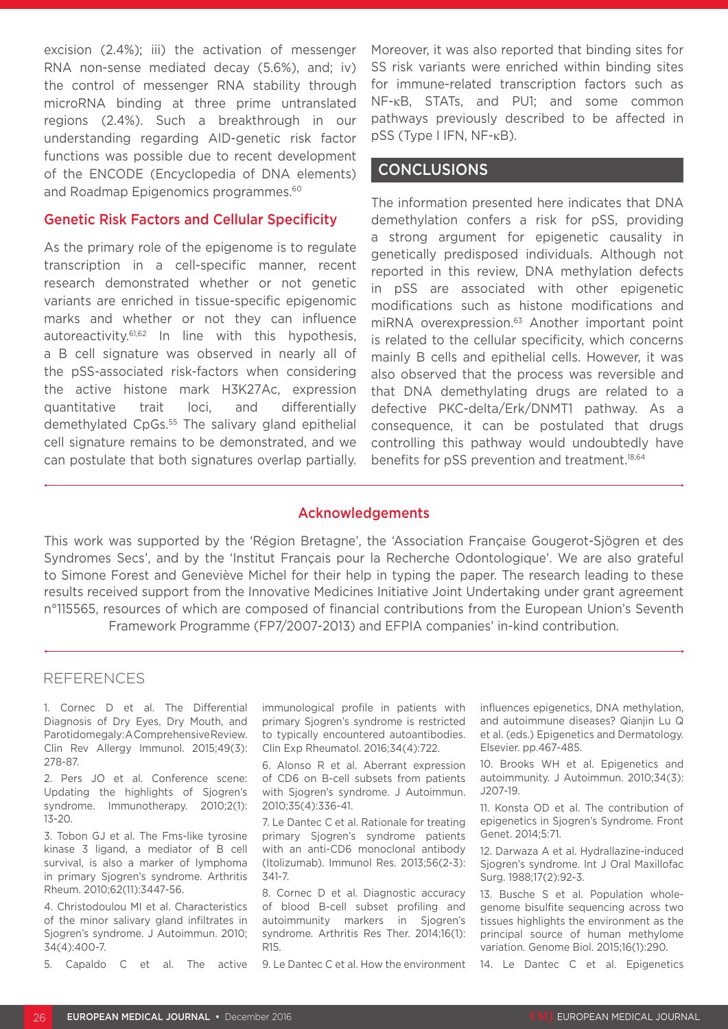excision (2.4%); iii) the activation of messenger RNA non-sense mediated decay (5.6%), and; iv) the control of messenger RNA stability through microRNA binding at three prime untranslated regions (2.4%). Such a breakthrough in our understanding regarding AID-genetic risk factor functions was possible due to recent development of the ENCODE (Encyclopedia of DNA elements) and Roadmap Epigenomics programmes.[60]

### Genetic Risk Factors and Cellular Specificity

As the primary role of the epigenome is to regulate transcription in a cell-specific manner, recent research demonstrated whether or not genetic variants are enriched in tissue-specific epigenomic marks and whether or not they can influence autoreactivity.[61,62] In line with this hypothesis, a B cell signature was observed in nearly all of the pSS-associated risk-factors when considering the active histone mark H3K27Ac, expression quantitative trait loci, and differentially demethylated CpGs.[55] The salivary gland epithelial cell signature remains to be demonstrated, and we can postulate that both signatures overlap partially.

Moreover, it was also reported that binding sites for SS risk variants were enriched within binding sites for immune-related transcription factors such as NF-κB, STATs, and PU1; and some common pathways previously described to be affected in pSS (Type I IFN, NF-κB).

## CONCLUSIONS

The information presented here indicates that DNA demethylation confers a risk for pSS, providing a strong argument for epigenetic causality in genetically predisposed individuals. Although not reported in this review, DNA methylation defects in pSS are associated with other epigenetic modifications such as histone modifications and miRNA overexpression.[63] Another important point is related to the cellular specificity, which concerns mainly B cells and epithelial cells. However, it was also observed that the process was reversible and that DNA demethylating drugs are related to a defective PKC-delta/Erk/DNMT1 pathway. As a consequence, it can be postulated that drugs controlling this pathway would undoubtedly have benefits for pSS prevention and treatment.[18,64]

### Acknowledgements

This work was supported by the 'Région Bretagne', the 'Association Française Gougerot-Sjögren et des Syndromes Secs', and by the 'Institut Français pour la Recherche Odontologique'. We are also grateful to Simone Forest and Geneviève Michel for their help in typing the paper. The research leading to these results received support from the Innovative Medicines Initiative Joint Undertaking under grant agreement n°115565, resources of which are composed of financial contributions from the European Union's Seventh Framework Programme (FP7/2007-2013) and EFPIA companies' in-kind contribution.

## REFERENCES

1. Cornec D et al. The Differential Diagnosis of Dry Eyes, Dry Mouth, and Parotidomegaly: A Comprehensive Review. Clin Rev Allergy Immunol. 2015;49(3):278-87.
2. Pers JO et al. Conference scene: Updating the highlights of Sjogren's syndrome. Immunotherapy. 2010;2(1):13-20.
3. Tobon GJ et al. The Fms-like tyrosine kinase 3 ligand, a mediator of B cell survival, is also a marker of lymphoma in primary Sjogren's syndrome. Arthritis Rheum. 2010;62(11):3447-56.
4. Christodoulou MI et al. Characteristics of the minor salivary gland infiltrates in Sjogren's syndrome. J Autoimmun. 2010;34(4):400-7.
5. Capaldo C et al. The active immunological profile in patients with primary Sjogren's syndrome is restricted to typically encountered autoantibodies. Clin Exp Rheumatol. 2016;34(4):722.
6. Alonso R et al. Aberrant expression of CD6 on B-cell subsets from patients with Sjogren's syndrome. J Autoimmun. 2010;35(4):336-41.
7. Le Dantec C et al. Rationale for treating primary Sjogren's syndrome patients with an anti-CD6 monoclonal antibody (Itolizumab). Immunol Res. 2013;56(2-3):341-7.
8. Cornec D et al. Diagnostic accuracy of blood B-cell subset profiling and autoimmunity markers in Sjogren's syndrome. Arthritis Res Ther. 2014;16(1):R15.
9. Le Dantec C et al. How the environment influences epigenetics, DNA methylation, and autoimmune diseases? Qianjin Lu Q et al. (eds.) Epigenetics and Dermatology. Elsevier. pp.467-485.
10. Brooks WH et al. Epigenetics and autoimmunity. J Autoimmun. 2010;34(3):J207-19.
11. Konsta OD et al. The contribution of epigenetics in Sjogren's Syndrome. Front Genet. 2014;5:71.
12. Darwaza A et al. Hydralazine-induced Sjogren's syndrome. Int J Oral Maxillofac Surg. 1988;17(2):92-3.
13. Busche S et al. Population whole-genome bisulfite sequencing across two tissues highlights the environment as the principal source of human methylome variation. Genome Biol. 2015;16(1):290.
14. Le Dantec C et al. Epigenetics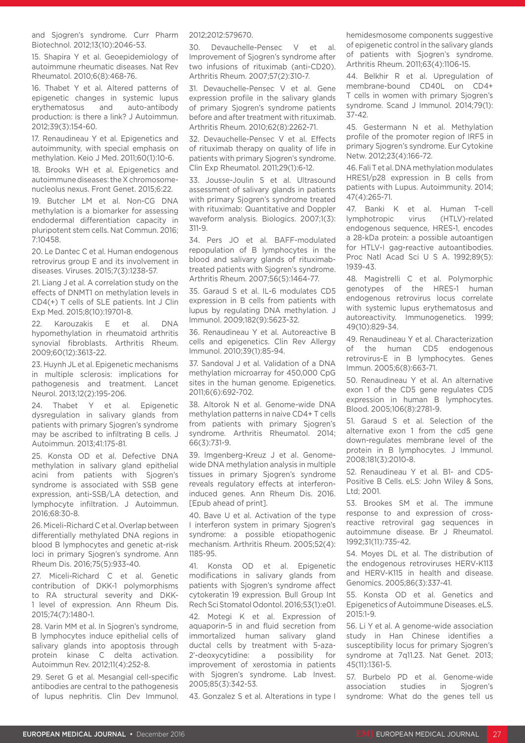and Sjogren's syndrome. Curr Pharm Biotechnol. 2012;13(10):2046-53.

15. Shapira Y et al. Geoepidemiology of autoimmune rheumatic diseases. Nat Rev Rheumatol. 2010;6(8):468-76.

16. Thabet Y et al. Altered patterns of epigenetic changes in systemic lupus erythematosus and auto-antibody production: is there a link? J Autoimmun. 2012;39(3):154-60.

17. Renaudineau Y et al. Epigenetics and autoimmunity, with special emphasis on methylation. Keio J Med. 2011;60(1):10-6.

18. Brooks WH et al. Epigenetics and autoimmune diseases: the X chromosome-nucleolus nexus. Front Genet. 2015;6:22.

19. Butcher LM et al. Non-CG DNA methylation is a biomarker for assessing endodermal differentiation capacity in pluripotent stem cells. Nat Commun. 2016; 7:10458.

20. Le Dantec C et al. Human endogenous retrovirus group E and its involvement in diseases. Viruses. 2015;7(3):1238-57.

21. Liang J et al. A correlation study on the effects of DNMT1 on methylation levels in CD4(+) T cells of SLE patients. Int J Clin Exp Med. 2015;8(10):19701-8.

22. Karouzakis E et al. DNA hypomethylation in rheumatoid arthritis synovial fibroblasts. Arthritis Rheum. 2009;60(12):3613-22.

23. Huynh JL et al. Epigenetic mechanisms in multiple sclerosis: implications for pathogenesis and treatment. Lancet Neurol. 2013;12(2):195-206.

24. Thabet Y et al. Epigenetic dysregulation in salivary glands from patients with primary Sjogren's syndrome may be ascribed to infiltrating B cells. J Autoimmun. 2013;41:175-81.

25. Konsta OD et al. Defective DNA methylation in salivary gland epithelial acini from patients with Sjogren's syndrome is associated with SSB gene expression, anti-SSB/LA detection, and lymphocyte infiltration. J Autoimmun. 2016;68:30-8.

26. Miceli-Richard C et al. Overlap between differentially methylated DNA regions in blood B lymphocytes and genetic at-risk loci in primary Sjogren's syndrome. Ann Rheum Dis. 2016;75(5):933-40.

27. Miceli-Richard C et al. Genetic contribution of DKK-1 polymorphisms to RA structural severity and DKK-1 level of expression. Ann Rheum Dis. 2015;74(7):1480-1.

28. Varin MM et al. In Sjogren's syndrome, B lymphocytes induce epithelial cells of salivary glands into apoptosis through protein kinase C delta activation. Autoimmun Rev. 2012;11(4):252-8.

29. Seret G et al. Mesangial cell-specific antibodies are central to the pathogenesis of lupus nephritis. Clin Dev Immunol. 2012;2012:579670.

30. Devauchelle-Pensec V et al. Improvement of Sjogren's syndrome after two infusions of rituximab (anti-CD20). Arthritis Rheum. 2007;57(2):310-7.

31. Devauchelle-Pensec V et al. Gene expression profile in the salivary glands of primary Sjogren's syndrome patients before and after treatment with rituximab. Arthritis Rheum. 2010;62(8):2262-71.

32. Devauchelle-Pensec V et al. Effects of rituximab therapy on quality of life in patients with primary Sjogren's syndrome. Clin Exp Rheumatol. 2011;29(1):6-12.

33. Jousse-Joulin S et al. Ultrasound assessment of salivary glands in patients with primary Sjogren's syndrome treated with rituximab: Quantitative and Doppler waveform analysis. Biologics. 2007;1(3): 311-9.

34. Pers JO et al. BAFF-modulated repopulation of B lymphocytes in the blood and salivary glands of rituximab-treated patients with Sjogren's syndrome. Arthritis Rheum. 2007;56(5):1464-77.

35. Garaud S et al. IL-6 modulates CD5 expression in B cells from patients with lupus by regulating DNA methylation. J Immunol. 2009;182(9):5623-32.

36. Renaudineau Y et al. Autoreactive B cells and epigenetics. Clin Rev Allergy Immunol. 2010;39(1):85-94.

37. Sandoval J et al. Validation of a DNA methylation microarray for 450,000 CpG sites in the human genome. Epigenetics. 2011;6(6):692-702.

38. Altorok N et al. Genome-wide DNA methylation patterns in naive CD4+ T cells from patients with primary Sjogren's syndrome. Arthritis Rheumatol. 2014; 66(3):731-9.

39. Imgenberg-Kreuz J et al. Genome-wide DNA methylation analysis in multiple tissues in primary Sjogren's syndrome reveals regulatory effects at interferon-induced genes. Ann Rheum Dis. 2016. [Epub ahead of print].

40. Bave U et al. Activation of the type I interferon system in primary Sjogren's syndrome: a possible etiopathogenic mechanism. Arthritis Rheum. 2005;52(4): 1185-95.

41. Konsta OD et al. Epigenetic modifications in salivary glands from patients with Sjogren's syndrome affect cytokeratin 19 expression. Bull Group Int Rech Sci Stomatol Odontol. 2016;53(1):e01.

42. Motegi K et al. Expression of aquaporin-5 in and fluid secretion from immortalized human salivary gland ductal cells by treatment with 5-aza-2'-deoxycytidine: a possibility for improvement of xerostomia in patients with Sjogren's syndrome. Lab Invest. 2005;85(3):342-53.

43. Gonzalez S et al. Alterations in type I hemidesmosome components suggestive of epigenetic control in the salivary glands of patients with Sjogren's syndrome. Arthritis Rheum. 2011;63(4):1106-15.

44. Belkhir R et al. Upregulation of membrane-bound CD40L on CD4+ T cells in women with primary Sjogren's syndrome. Scand J Immunol. 2014;79(1): 37-42.

45. Gestermann N et al. Methylation profile of the promoter region of IRF5 in primary Sjogren's syndrome. Eur Cytokine Netw. 2012;23(4):166-72.

46. Fali T et al. DNA methylation modulates HRES1/p28 expression in B cells from patients with Lupus. Autoimmunity. 2014; 47(4):265-71.

47. Banki K et al. Human T-cell lymphotropic virus (HTLV)-related endogenous sequence, HRES-1, encodes a 28-kDa protein: a possible autoantigen for HTLV-I gag-reactive autoantibodies. Proc Natl Acad Sci U S A. 1992;89(5): 1939-43.

48. Magistrelli C et al. Polymorphic genotypes of the HRES-1 human endogenous retrovirus locus correlate with systemic lupus erythematosus and autoreactivity. Immunogenetics. 1999; 49(10):829-34.

49. Renaudineau Y et al. Characterization of the human CD5 endogenous retrovirus-E in B lymphocytes. Genes Immun. 2005;6(8):663-71.

50. Renaudineau Y et al. An alternative exon 1 of the CD5 gene regulates CD5 expression in human B lymphocytes. Blood. 2005;106(8):2781-9.

51. Garaud S et al. Selection of the alternative exon 1 from the cd5 gene down-regulates membrane level of the protein in B lymphocytes. J Immunol. 2008;181(3):2010-8.

52. Renaudineau Y et al. B1- and CD5-Positive B Cells. eLS: John Wiley & Sons, Ltd; 2001.

53. Brookes SM et al. The immune response to and expression of cross-reactive retroviral gag sequences in autoimmune disease. Br J Rheumatol. 1992;31(11):735-42.

54. Moyes DL et al. The distribution of the endogenous retroviruses HERV-K113 and HERV-K115 in health and disease. Genomics. 2005;86(3):337-41.

55. Konsta OD et al. Genetics and Epigenetics of Autoimmune Diseases. eLS. 2015:1-9.

56. Li Y et al. A genome-wide association study in Han Chinese identifies a susceptibility locus for primary Sjogren's syndrome at 7q11.23. Nat Genet. 2013; 45(11):1361-5.

57. Burbelo PD et al. Genome-wide association studies in Sjogren's syndrome: What do the genes tell us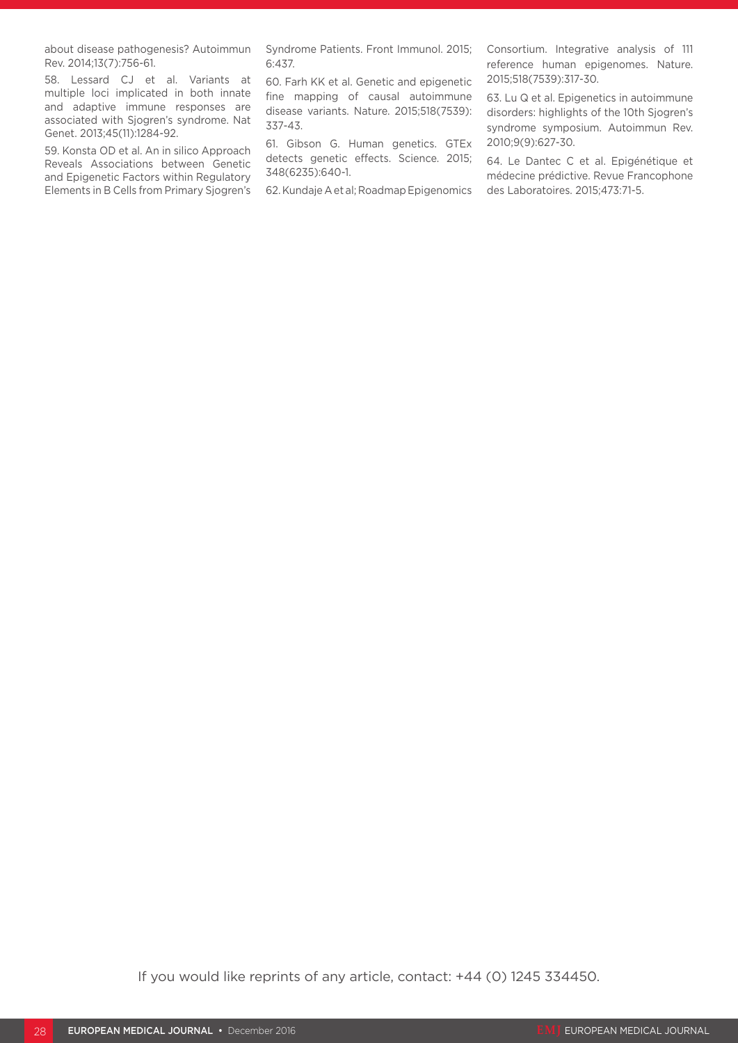about disease pathogenesis? Autoimmun Rev. 2014;13(7):756-61.

58. Lessard CJ et al. Variants at multiple loci implicated in both innate and adaptive immune responses are associated with Sjogren's syndrome. Nat Genet. 2013;45(11):1284-92.

59. Konsta OD et al. An in silico Approach Reveals Associations between Genetic and Epigenetic Factors within Regulatory Elements in B Cells from Primary Sjogren's Syndrome Patients. Front Immunol. 2015; 6:437.

60. Farh KK et al. Genetic and epigenetic fine mapping of causal autoimmune disease variants. Nature. 2015;518(7539): 337-43.

61. Gibson G. Human genetics. GTEx detects genetic effects. Science. 2015; 348(6235):640-1.

62. Kundaje A et al; Roadmap Epigenomics Consortium. Integrative analysis of 111 reference human epigenomes. Nature. 2015;518(7539):317-30.

63. Lu Q et al. Epigenetics in autoimmune disorders: highlights of the 10th Sjogren's syndrome symposium. Autoimmun Rev. 2010;9(9):627-30.

64. Le Dantec C et al. Epigénétique et médecine prédictive. Revue Francophone des Laboratoires. 2015;473:71-5.

If you would like reprints of any article, contact: +44 (0) 1245 334450.